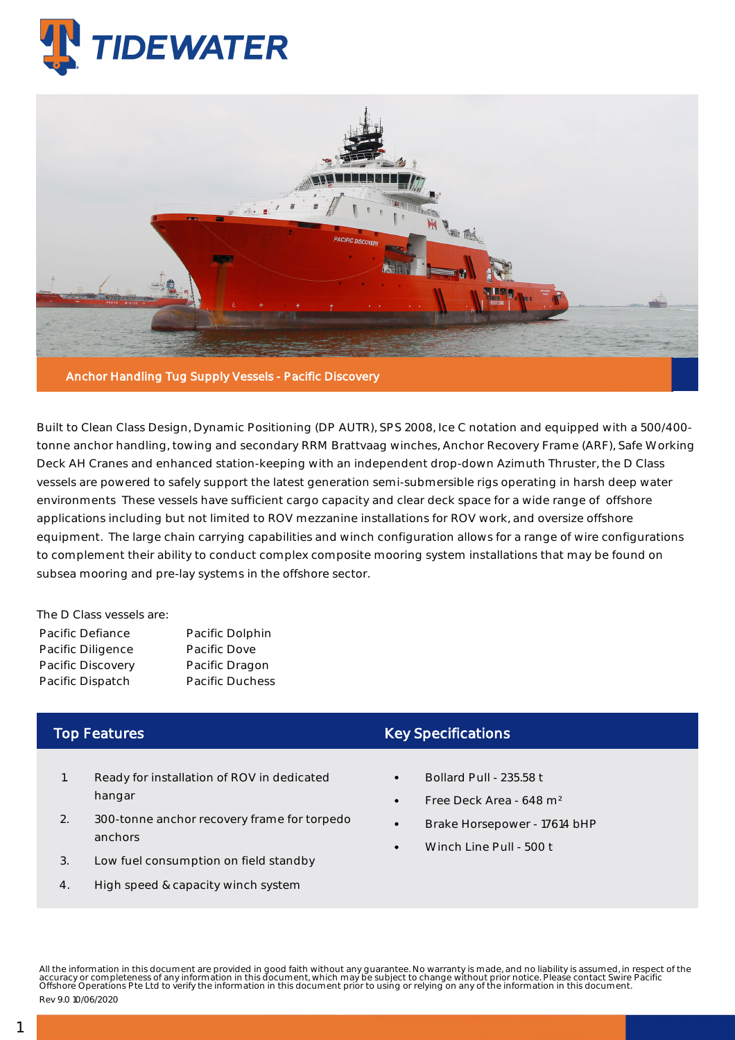# TIDEWATER

## Anchor Handling Tug Supply Vessels - Pacific Discovery

Built to Clean Class Design, Dynamic Positioning (DP AUTR), SPS 2008, Ice C notation and equipped with a 500/400-tonne anchor handling, towing and secondary RRM Brattvaag winches, Anchor Recovery Frame (ARF), Safe Working Deck AH Cranes and enhanced station-keeping with an independent drop-down Azimuth Thruster, the D Class vessels are powered to safely support the latest generation semi-submersible rigs operating in harsh deep water environments These vessels have sufficient cargo capacity and clear deck space for a wide range of offshore applications including but not limited to ROV mezzanine installations for ROV work, and oversize offshore equipment. The large chain carrying capabilities and winch configuration allows for a range of wire configurations to complement their ability to conduct complex composite mooring system installations that may be found on subsea mooring and pre-lay systems in the offshore sector.

The D Class vessels are:

| | |
|---|---|
| Pacific Defiance | Pacific Dolphin |
| Pacific Diligence | Pacific Dove |
| Pacific Discovery | Pacific Dragon |
| Pacific Dispatch | Pacific Duchess |

## Top Features

1. Ready for installation of ROV in dedicated hangar
2. 300-tonne anchor recovery frame for torpedo anchors
3. Low fuel consumption on field standby
4. High speed & capacity winch system

## Key Specifications

- Bollard Pull - 235.58 t
- Free Deck Area - 648 m²
- Brake Horsepower - 17614 bHP
- Winch Line Pull - 500 t

All the information in this document are provided in good faith without any guarantee. No warranty is made, and no liability is assumed, in respect of the accuracy or completeness of any information in this document, which may be subject to change without prior notice. Please contact Swire Pacific Offshore Operations Pte Ltd to verify the information in this document prior to using or relying on any of the information in this document.

Rev 9.0 10/06/2020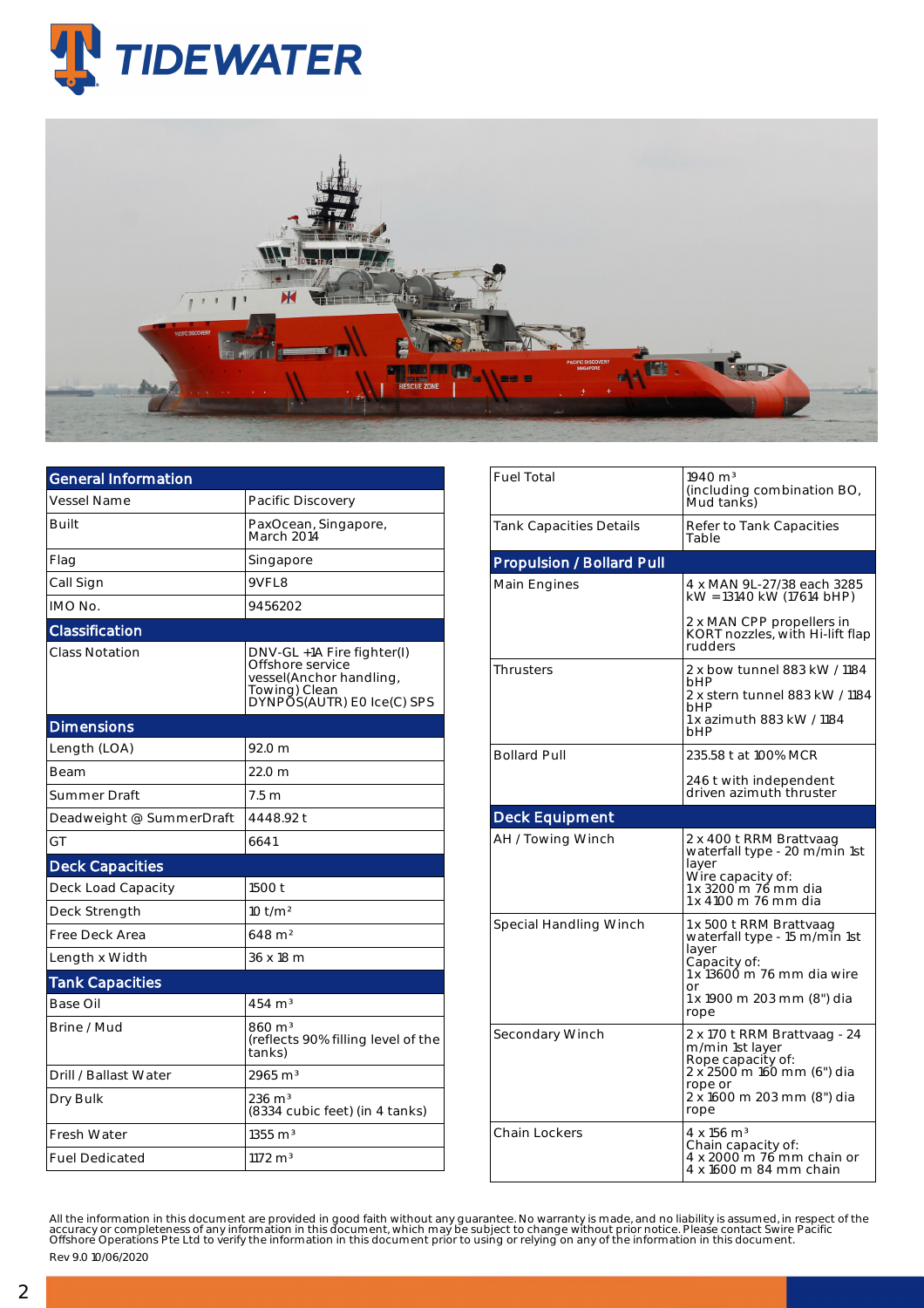| General Information | |
|---|---|
| Vessel Name | Pacific Discovery |
| Built | PaxOcean, Singapore, March 2014 |
| Flag | Singapore |
| Call Sign | 9VFL8 |
| IMO No. | 9456202 |
| **Classification** | |
| Class Notation | DNV-GL +1A Fire fighter(I) Offshore service vessel(Anchor handling, Towing) Clean DYNPOS(AUTR) E0 Ice(C) SPS |
| **Dimensions** | |
| Length (LOA) | 92.0 m |
| Beam | 22.0 m |
| Summer Draft | 7.5 m |
| Deadweight @ SummerDraft | 4448.92 t |
| GT | 6641 |
| **Deck Capacities** | |
| Deck Load Capacity | 1500 t |
| Deck Strength | 10 t/m² |
| Free Deck Area | 648 m² |
| Length x Width | 36 x 18 m |
| **Tank Capacities** | |
| Base Oil | 454 m³ |
| Brine / Mud | 860 m³ (reflects 90% filling level of the tanks) |
| Drill / Ballast Water | 2965 m³ |
| Dry Bulk | 236 m³ (8334 cubic feet) (in 4 tanks) |
| Fresh Water | 1355 m³ |
| Fuel Dedicated | 1172 m³ |

| | |
|---|---|
| Fuel Total | 1940 m³ (including combination BO, Mud tanks) |
| Tank Capacities Details | Refer to Tank Capacities Table |
| **Propulsion / Bollard Pull** | |
| Main Engines | 4 x MAN 9L-27/38 each 3285 kW = 13140 kW (17614 bHP)<br><br>2 x MAN CPP propellers in KORT nozzles, with Hi-lift flap rudders |
| Thrusters | 2 x bow tunnel 883 kW / 1184 bHP<br>2 x stern tunnel 883 kW / 1184 bHP<br>1 x azimuth 883 kW / 1184 bHP |
| Bollard Pull | 235.58 t at 100% MCR<br><br>246 t with independent driven azimuth thruster |
| **Deck Equipment** | |
| AH / Towing Winch | 2 x 400 t RRM Brattvaag waterfall type - 20 m/min 1st layer<br>Wire capacity of:<br>1 x 3200 m 76 mm dia<br>1 x 4100 m 76 mm dia |
| Special Handling Winch | 1 x 500 t RRM Brattvaag waterfall type - 15 m/min 1st layer<br>Capacity of:<br>1 x 13600 m 76 mm dia wire or<br>1 x 1900 m 203 mm (8") dia rope |
| Secondary Winch | 2 x 170 t RRM Brattvaag - 24 m/min 1st layer<br>Rope capacity of:<br>2 x 2500 m 160 mm (6") dia rope or<br>2 x 1600 m 203 mm (8") dia rope |
| Chain Lockers | 4 x 156 m³<br>Chain capacity of:<br>4 x 2000 m 76 mm chain or<br>4 x 1600 m 84 mm chain |

All the information in this document are provided in good faith without any guarantee. No warranty is made, and no liability is assumed, in respect of the accuracy or completeness of any information in this document, which may be subject to change without prior notice. Please contact Swire Pacific Offshore Operations Pte Ltd to verify the information in this document prior to using or relying on any of the information in this document.

Rev 9.0 10/06/2020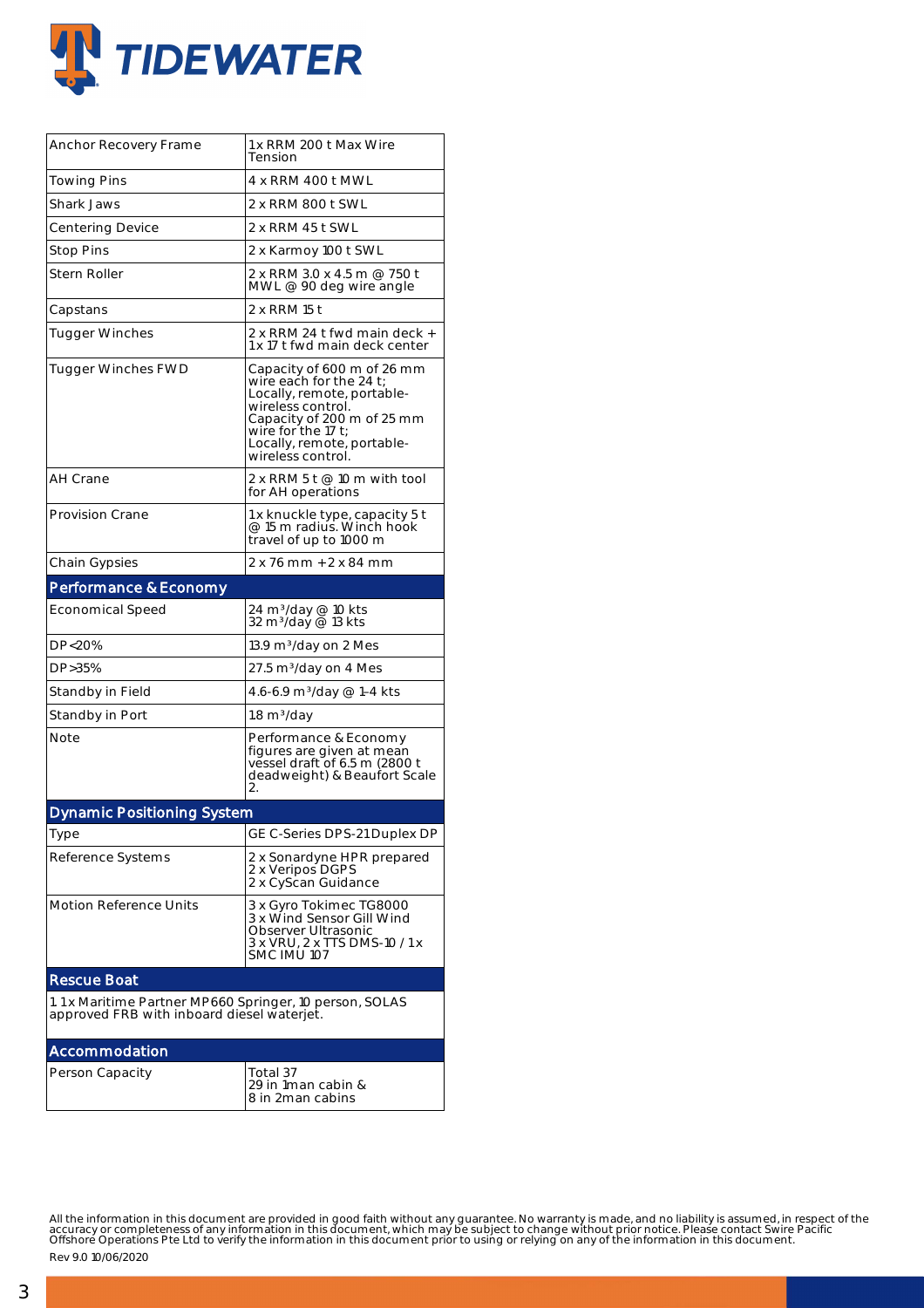| | |
|---|---|
| Anchor Recovery Frame | 1x RRM 200 t Max Wire Tension |
| Towing Pins | 4 x RRM 400 t MWL |
| Shark Jaws | 2 x RRM 800 t SWL |
| Centering Device | 2 x RRM 45 t SWL |
| Stop Pins | 2 x Karmoy 100 t SWL |
| Stern Roller | 2 x RRM 3.0 x 4.5 m @ 750 t MWL @ 90 deg wire angle |
| Capstans | 2 x RRM 15 t |
| Tugger Winches | 2 x RRM 24 t fwd main deck + 1x 17 t fwd main deck center |
| Tugger Winches FWD | Capacity of 600 m of 26 mm wire each for the 24 t; Locally, remote, portable-wireless control. Capacity of 200 m of 25 mm wire for the 17 t; Locally, remote, portable-wireless control. |
| AH Crane | 2 x RRM 5 t @ 10 m with tool for AH operations |
| Provision Crane | 1x knuckle type, capacity 5 t @ 15 m radius. Winch hook travel of up to 1000 m |
| Chain Gypsies | 2 x 76 mm + 2 x 84 mm |

## Performance & Economy

| | |
|---|---|
| Economical Speed | 24 $m^3$/day @ 10 kts<br>32 $m^3$/day @ 13 kts |
| DP<20% | 13.9 $m^3$/day on 2 Mes |
| DP>35% | 27.5 $m^3$/day on 4 Mes |
| Standby in Field | 4.6-6.9 $m^3$/day @ 1-4 kts |
| Standby in Port | 1.8 $m^3$/day |
| Note | Performance & Economy figures are given at mean vessel draft of 6.5 m (2800 t deadweight) & Beaufort Scale 2. |

## Dynamic Positioning System

| | |
|---|---|
| Type | GE C-Series DPS-21 Duplex DP |
| Reference Systems | 2 x Sonardyne HPR prepared<br>2 x Veripos DGPS<br>2 x CyScan Guidance |
| Motion Reference Units | 3 x Gyro Tokimec TG8000<br>3 x Wind Sensor Gill Wind Observer Ultrasonic<br>3 x VRU, 2 x TTS DMS-10 / 1 x SMC IMU 107 |

## Rescue Boat

1. 1 x Maritime Partner MP660 Springer, 10 person, SOLAS approved FRB with inboard diesel waterjet.

## Accommodation

| | |
|---|---|
| Person Capacity | Total 37<br>29 in 1man cabin &<br>8 in 2man cabins |

All the information in this document are provided in good faith without any guarantee. No warranty is made, and no liability is assumed, in respect of the accuracy or completeness of any information in this document, which may be subject to change without prior notice. Please contact Swire Pacific Offshore Operations Pte Ltd to verify the information in this document prior to using or relying on any of the information in this document.

Rev 9.0 10/06/2020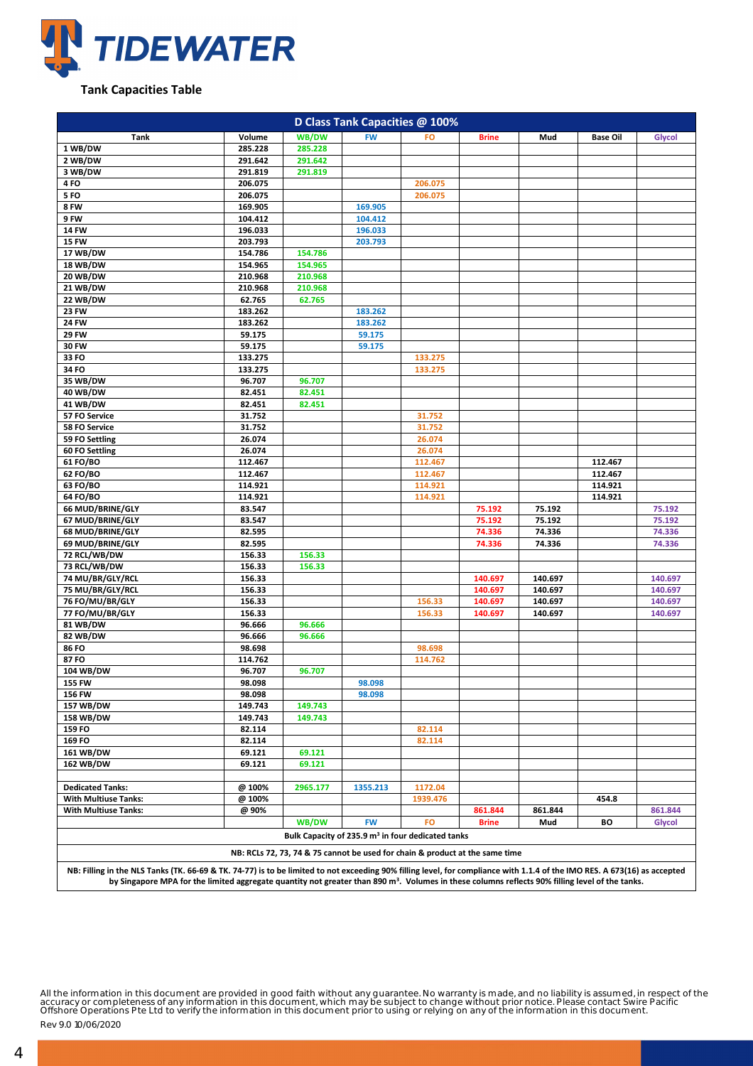# TIDEWATER

**Tank Capacities Table**

| D Class Tank Capacities @ 100% | | | | | | | | |
|---|---|---|---|---|---|---|---|---|
| **Tank** | **Volume** | **WB/DW** | **FW** | **FO** | **Brine** | **Mud** | **Base Oil** | **Glycol** |
| 1 WB/DW | 285.228 | 285.228 | | | | | | |
| 2 WB/DW | 291.642 | 291.642 | | | | | | |
| 3 WB/DW | 291.819 | 291.819 | | | | | | |
| 4 FO | 206.075 | | | 206.075 | | | | |
| 5 FO | 206.075 | | | 206.075 | | | | |
| 8 FW | 169.905 | | 169.905 | | | | | |
| 9 FW | 104.412 | | 104.412 | | | | | |
| 14 FW | 196.033 | | 196.033 | | | | | |
| 15 FW | 203.793 | | 203.793 | | | | | |
| 17 WB/DW | 154.786 | 154.786 | | | | | | |
| 18 WB/DW | 154.965 | 154.965 | | | | | | |
| 20 WB/DW | 210.968 | 210.968 | | | | | | |
| 21 WB/DW | 210.968 | 210.968 | | | | | | |
| 22 WB/DW | 62.765 | 62.765 | | | | | | |
| 23 FW | 183.262 | | 183.262 | | | | | |
| 24 FW | 183.262 | | 183.262 | | | | | |
| 29 FW | 59.175 | | 59.175 | | | | | |
| 30 FW | 59.175 | | 59.175 | | | | | |
| 33 FO | 133.275 | | | 133.275 | | | | |
| 34 FO | 133.275 | | | 133.275 | | | | |
| 35 WB/DW | 96.707 | 96.707 | | | | | | |
| 40 WB/DW | 82.451 | 82.451 | | | | | | |
| 41 WB/DW | 82.451 | 82.451 | | | | | | |
| 57 FO Service | 31.752 | | | 31.752 | | | | |
| 58 FO Service | 31.752 | | | 31.752 | | | | |
| 59 FO Settling | 26.074 | | | 26.074 | | | | |
| 60 FO Settling | 26.074 | | | 26.074 | | | | |
| 61 FO/BO | 112.467 | | | 112.467 | | | 112.467 | |
| 62 FO/BO | 112.467 | | | 112.467 | | | 112.467 | |
| 63 FO/BO | 114.921 | | | 114.921 | | | 114.921 | |
| 64 FO/BO | 114.921 | | | 114.921 | | | 114.921 | |
| 66 MUD/BRINE/GLY | 83.547 | | | | 75.192 | 75.192 | | 75.192 |
| 67 MUD/BRINE/GLY | 83.547 | | | | 75.192 | 75.192 | | 75.192 |
| 68 MUD/BRINE/GLY | 82.595 | | | | 74.336 | 74.336 | | 74.336 |
| 69 MUD/BRINE/GLY | 82.595 | | | | 74.336 | 74.336 | | 74.336 |
| 72 RCL/WB/DW | 156.33 | 156.33 | | | | | | |
| 73 RCL/WB/DW | 156.33 | 156.33 | | | | | | |
| 74 MU/BR/GLY/RCL | 156.33 | | | | 140.697 | 140.697 | | 140.697 |
| 75 MU/BR/GLY/RCL | 156.33 | | | | 140.697 | 140.697 | | 140.697 |
| 76 FO/MU/BR/GLY | 156.33 | | | 156.33 | 140.697 | 140.697 | | 140.697 |
| 77 FO/MU/BR/GLY | 156.33 | | | 156.33 | 140.697 | 140.697 | | 140.697 |
| 81 WB/DW | 96.666 | 96.666 | | | | | | |
| 82 WB/DW | 96.666 | 96.666 | | | | | | |
| 86 FO | 98.698 | | | 98.698 | | | | |
| 87 FO | 114.762 | | | 114.762 | | | | |
| 104 WB/DW | 96.707 | 96.707 | | | | | | |
| 155 FW | 98.098 | | 98.098 | | | | | |
| 156 FW | 98.098 | | 98.098 | | | | | |
| 157 WB/DW | 149.743 | 149.743 | | | | | | |
| 158 WB/DW | 149.743 | 149.743 | | | | | | |
| 159 FO | 82.114 | | | 82.114 | | | | |
| 169 FO | 82.114 | | | 82.114 | | | | |
| 161 WB/DW | 69.121 | 69.121 | | | | | | |
| 162 WB/DW | 69.121 | 69.121 | | | | | | |
| | | | | | | | | |
| **Dedicated Tanks:** | @ 100% | 2965.177 | 1355.213 | 1172.04 | | | | |
| **With Multiuse Tanks:** | @ 100% | | | 1939.476 | | | 454.8 | |
| **With Multiuse Tanks:** | @ 90% | | | | 861.844 | 861.844 | | 861.844 |
| | | **WB/DW** | **FW** | **FO** | **Brine** | **Mud** | **BO** | **Glycol** |

**Bulk Capacity of 235.9 m³ in four dedicated tanks**

**NB: RCLs 72, 73, 74 & 75 cannot be used for chain & product at the same time**

**NB: Filling in the NLS Tanks (TK. 66-69 & TK. 74-77) is to be limited to not exceeding 90% filling level, for compliance with 1.1.4 of the IMO RES. A 673(16) as accepted by Singapore MPA for the limited aggregate quantity not greater than 890 m³. Volumes in these columns reflects 90% filling level of the tanks.**

All the information in this document are provided in good faith without any guarantee. No warranty is made, and no liability is assumed, in respect of the accuracy or completeness of any information in this document, which may be subject to change without prior notice. Please contact Swire Pacific Offshore Operations Pte Ltd to verify the information in this document prior to using or relying on any of the information in this document.

Rev 9.0 10/06/2020